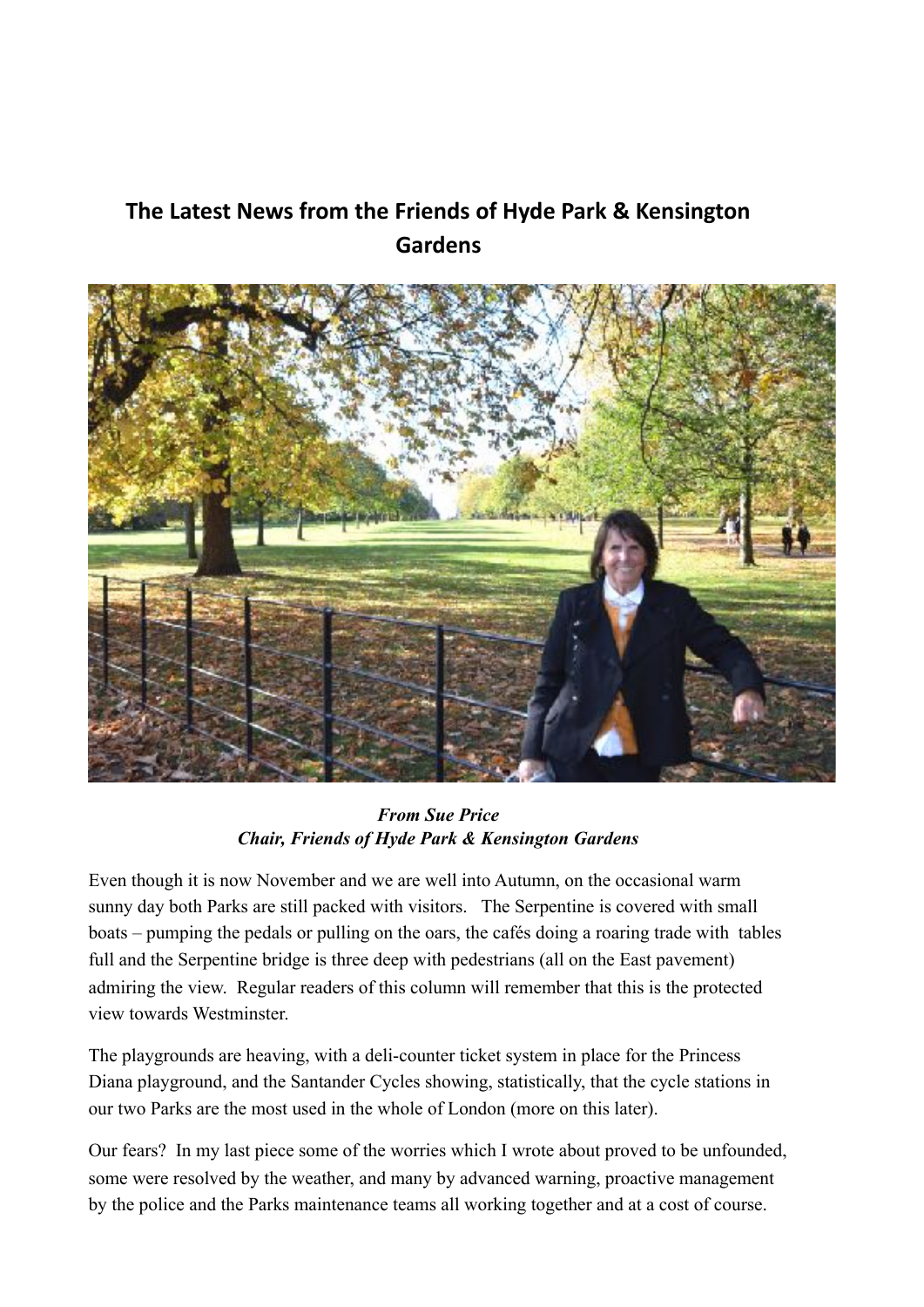# The Latest News from the Friends of Hyde Park & Kensington Gardens

***From Sue Price***
***Chair, Friends of Hyde Park & Kensington Gardens***

Even though it is now November and we are well into Autumn, on the occasional warm sunny day both Parks are still packed with visitors. The Serpentine is covered with small boats – pumping the pedals or pulling on the oars, the cafés doing a roaring trade with tables full and the Serpentine bridge is three deep with pedestrians (all on the East pavement) admiring the view. Regular readers of this column will remember that this is the protected view towards Westminster.

The playgrounds are heaving, with a deli-counter ticket system in place for the Princess Diana playground, and the Santander Cycles showing, statistically, that the cycle stations in our two Parks are the most used in the whole of London (more on this later).

Our fears? In my last piece some of the worries which I wrote about proved to be unfounded, some were resolved by the weather, and many by advanced warning, proactive management by the police and the Parks maintenance teams all working together and at a cost of course.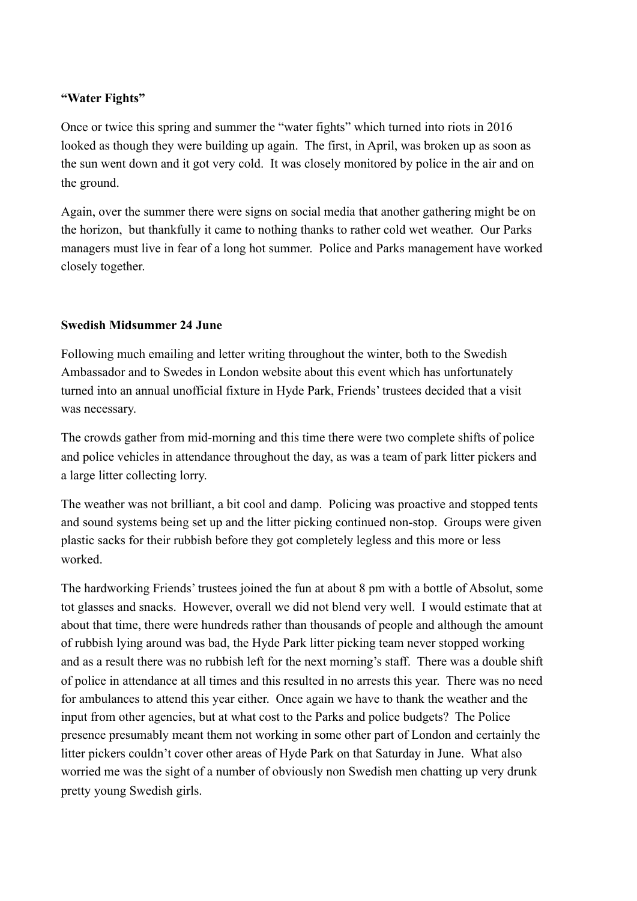**"Water Fights"**

Once or twice this spring and summer the "water fights" which turned into riots in 2016 looked as though they were building up again. The first, in April, was broken up as soon as the sun went down and it got very cold. It was closely monitored by police in the air and on the ground.

Again, over the summer there were signs on social media that another gathering might be on the horizon, but thankfully it came to nothing thanks to rather cold wet weather. Our Parks managers must live in fear of a long hot summer. Police and Parks management have worked closely together.

**Swedish Midsummer 24 June**

Following much emailing and letter writing throughout the winter, both to the Swedish Ambassador and to Swedes in London website about this event which has unfortunately turned into an annual unofficial fixture in Hyde Park, Friends' trustees decided that a visit was necessary.

The crowds gather from mid-morning and this time there were two complete shifts of police and police vehicles in attendance throughout the day, as was a team of park litter pickers and a large litter collecting lorry.

The weather was not brilliant, a bit cool and damp. Policing was proactive and stopped tents and sound systems being set up and the litter picking continued non-stop. Groups were given plastic sacks for their rubbish before they got completely legless and this more or less worked.

The hardworking Friends' trustees joined the fun at about 8 pm with a bottle of Absolut, some tot glasses and snacks. However, overall we did not blend very well. I would estimate that at about that time, there were hundreds rather than thousands of people and although the amount of rubbish lying around was bad, the Hyde Park litter picking team never stopped working and as a result there was no rubbish left for the next morning's staff. There was a double shift of police in attendance at all times and this resulted in no arrests this year. There was no need for ambulances to attend this year either. Once again we have to thank the weather and the input from other agencies, but at what cost to the Parks and police budgets? The Police presence presumably meant them not working in some other part of London and certainly the litter pickers couldn't cover other areas of Hyde Park on that Saturday in June. What also worried me was the sight of a number of obviously non Swedish men chatting up very drunk pretty young Swedish girls.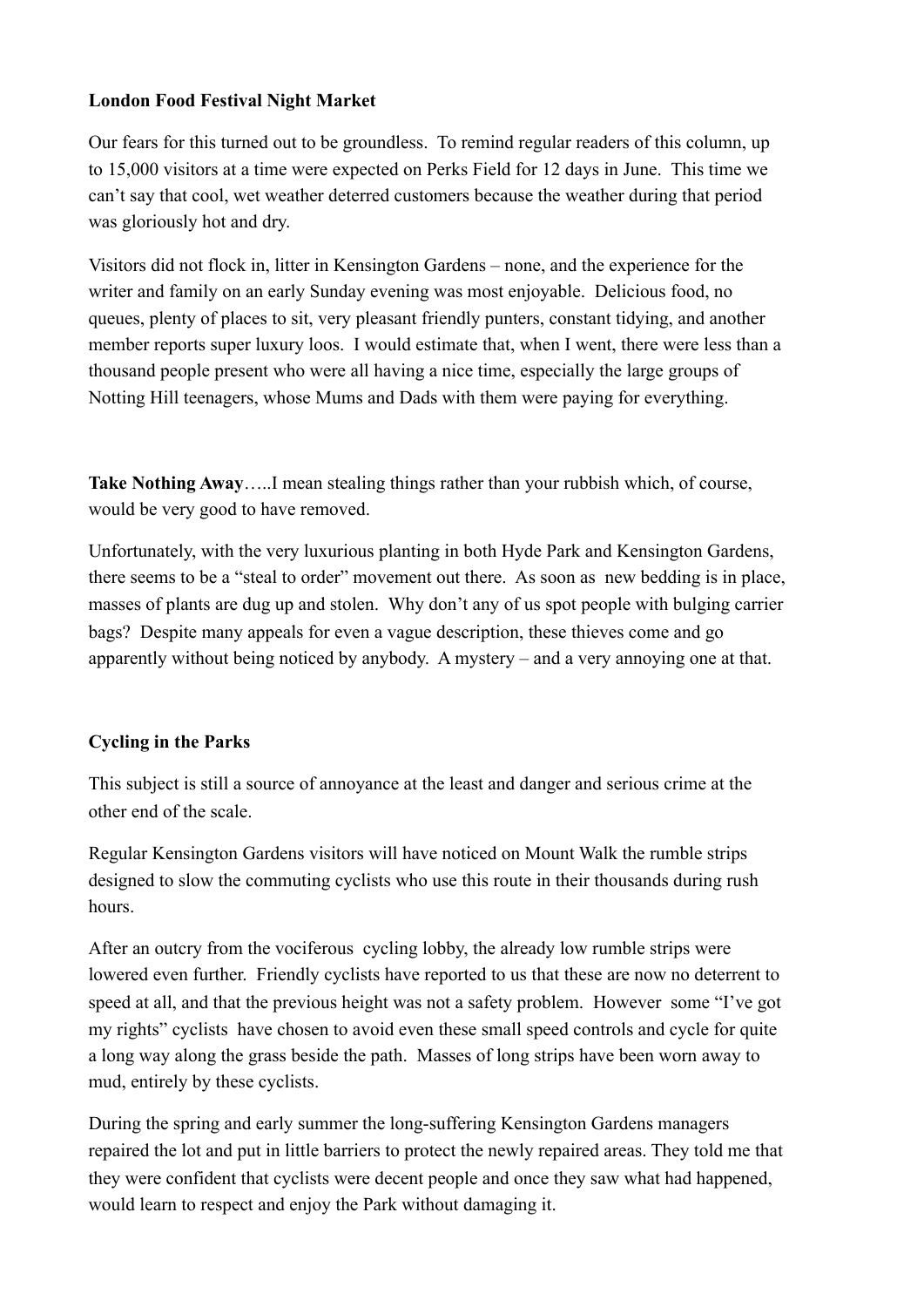**London Food Festival Night Market**

Our fears for this turned out to be groundless. To remind regular readers of this column, up to 15,000 visitors at a time were expected on Perks Field for 12 days in June. This time we can't say that cool, wet weather deterred customers because the weather during that period was gloriously hot and dry.

Visitors did not flock in, litter in Kensington Gardens – none, and the experience for the writer and family on an early Sunday evening was most enjoyable. Delicious food, no queues, plenty of places to sit, very pleasant friendly punters, constant tidying, and another member reports super luxury loos. I would estimate that, when I went, there were less than a thousand people present who were all having a nice time, especially the large groups of Notting Hill teenagers, whose Mums and Dads with them were paying for everything.

**Take Nothing Away**…..I mean stealing things rather than your rubbish which, of course, would be very good to have removed.

Unfortunately, with the very luxurious planting in both Hyde Park and Kensington Gardens, there seems to be a "steal to order" movement out there. As soon as new bedding is in place, masses of plants are dug up and stolen. Why don't any of us spot people with bulging carrier bags? Despite many appeals for even a vague description, these thieves come and go apparently without being noticed by anybody. A mystery – and a very annoying one at that.

**Cycling in the Parks**

This subject is still a source of annoyance at the least and danger and serious crime at the other end of the scale.

Regular Kensington Gardens visitors will have noticed on Mount Walk the rumble strips designed to slow the commuting cyclists who use this route in their thousands during rush hours.

After an outcry from the vociferous cycling lobby, the already low rumble strips were lowered even further. Friendly cyclists have reported to us that these are now no deterrent to speed at all, and that the previous height was not a safety problem. However some "I've got my rights" cyclists have chosen to avoid even these small speed controls and cycle for quite a long way along the grass beside the path. Masses of long strips have been worn away to mud, entirely by these cyclists.

During the spring and early summer the long-suffering Kensington Gardens managers repaired the lot and put in little barriers to protect the newly repaired areas. They told me that they were confident that cyclists were decent people and once they saw what had happened, would learn to respect and enjoy the Park without damaging it.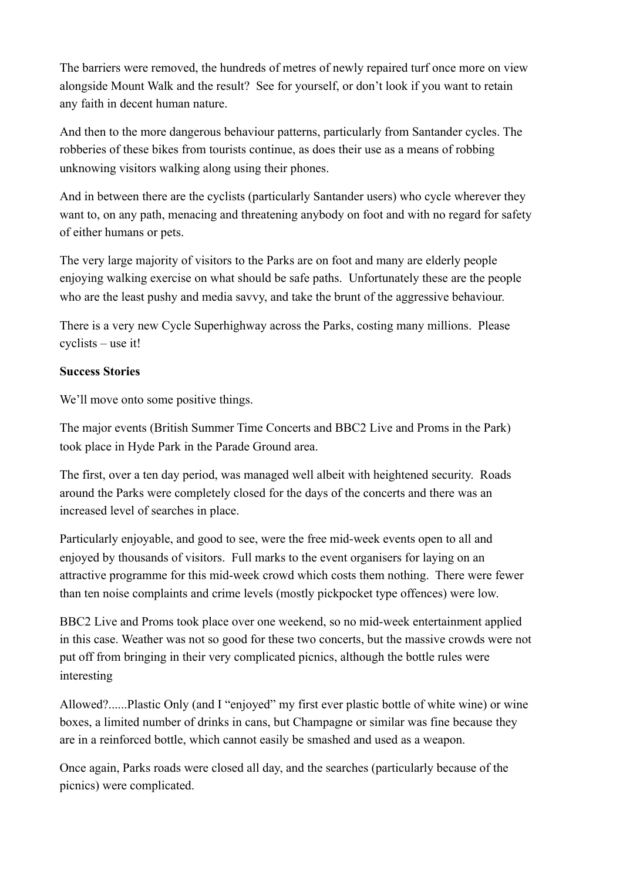The barriers were removed, the hundreds of metres of newly repaired turf once more on view alongside Mount Walk and the result? See for yourself, or don't look if you want to retain any faith in decent human nature.

And then to the more dangerous behaviour patterns, particularly from Santander cycles. The robberies of these bikes from tourists continue, as does their use as a means of robbing unknowing visitors walking along using their phones.

And in between there are the cyclists (particularly Santander users) who cycle wherever they want to, on any path, menacing and threatening anybody on foot and with no regard for safety of either humans or pets.

The very large majority of visitors to the Parks are on foot and many are elderly people enjoying walking exercise on what should be safe paths. Unfortunately these are the people who are the least pushy and media savvy, and take the brunt of the aggressive behaviour.

There is a very new Cycle Superhighway across the Parks, costing many millions. Please cyclists – use it!

**Success Stories**

We'll move onto some positive things.

The major events (British Summer Time Concerts and BBC2 Live and Proms in the Park) took place in Hyde Park in the Parade Ground area.

The first, over a ten day period, was managed well albeit with heightened security. Roads around the Parks were completely closed for the days of the concerts and there was an increased level of searches in place.

Particularly enjoyable, and good to see, were the free mid-week events open to all and enjoyed by thousands of visitors. Full marks to the event organisers for laying on an attractive programme for this mid-week crowd which costs them nothing. There were fewer than ten noise complaints and crime levels (mostly pickpocket type offences) were low.

BBC2 Live and Proms took place over one weekend, so no mid-week entertainment applied in this case. Weather was not so good for these two concerts, but the massive crowds were not put off from bringing in their very complicated picnics, although the bottle rules were interesting

Allowed?......Plastic Only (and I "enjoyed" my first ever plastic bottle of white wine) or wine boxes, a limited number of drinks in cans, but Champagne or similar was fine because they are in a reinforced bottle, which cannot easily be smashed and used as a weapon.

Once again, Parks roads were closed all day, and the searches (particularly because of the picnics) were complicated.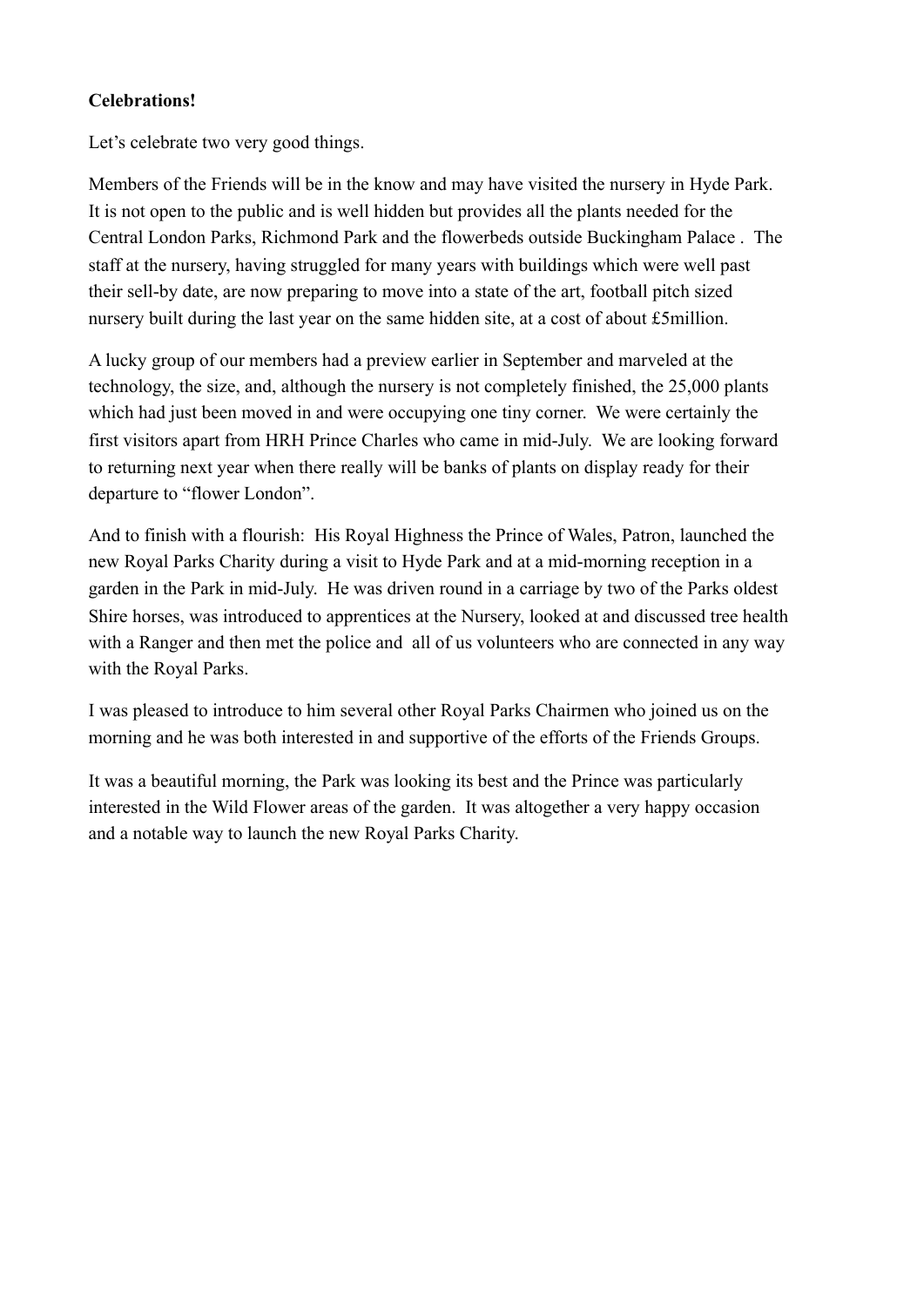**Celebrations!**

Let's celebrate two very good things.

Members of the Friends will be in the know and may have visited the nursery in Hyde Park. It is not open to the public and is well hidden but provides all the plants needed for the Central London Parks, Richmond Park and the flowerbeds outside Buckingham Palace . The staff at the nursery, having struggled for many years with buildings which were well past their sell-by date, are now preparing to move into a state of the art, football pitch sized nursery built during the last year on the same hidden site, at a cost of about £5million.

A lucky group of our members had a preview earlier in September and marveled at the technology, the size, and, although the nursery is not completely finished, the 25,000 plants which had just been moved in and were occupying one tiny corner. We were certainly the first visitors apart from HRH Prince Charles who came in mid-July. We are looking forward to returning next year when there really will be banks of plants on display ready for their departure to "flower London".

And to finish with a flourish: His Royal Highness the Prince of Wales, Patron, launched the new Royal Parks Charity during a visit to Hyde Park and at a mid-morning reception in a garden in the Park in mid-July. He was driven round in a carriage by two of the Parks oldest Shire horses, was introduced to apprentices at the Nursery, looked at and discussed tree health with a Ranger and then met the police and all of us volunteers who are connected in any way with the Royal Parks.

I was pleased to introduce to him several other Royal Parks Chairmen who joined us on the morning and he was both interested in and supportive of the efforts of the Friends Groups.

It was a beautiful morning, the Park was looking its best and the Prince was particularly interested in the Wild Flower areas of the garden. It was altogether a very happy occasion and a notable way to launch the new Royal Parks Charity.